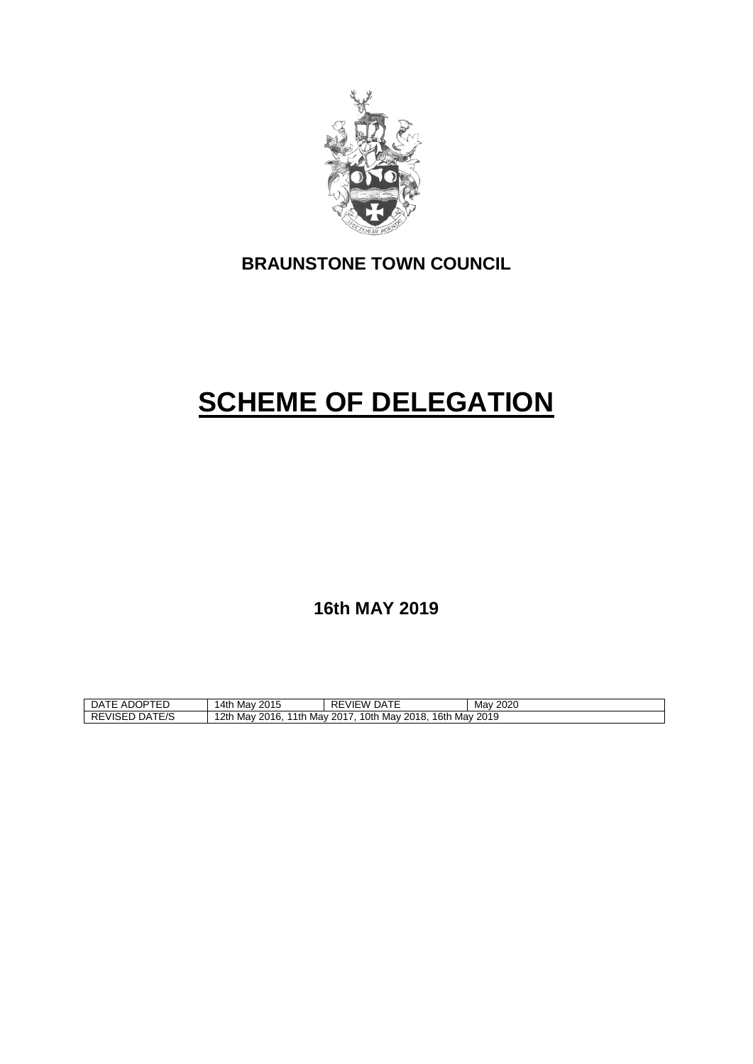**BRAUNSTONE TOWN COUNCIL**

# SCHEME OF DELEGATION

**16th MAY 2019**

| DATE ADOPTED | 14th May 2015 | REVIEW DATE | May 2020 |
| --- | --- | --- | --- |
| REVISED DATE/S | 12th May 2016, 11th May 2017, 10th May 2018, 16th May 2019 | | |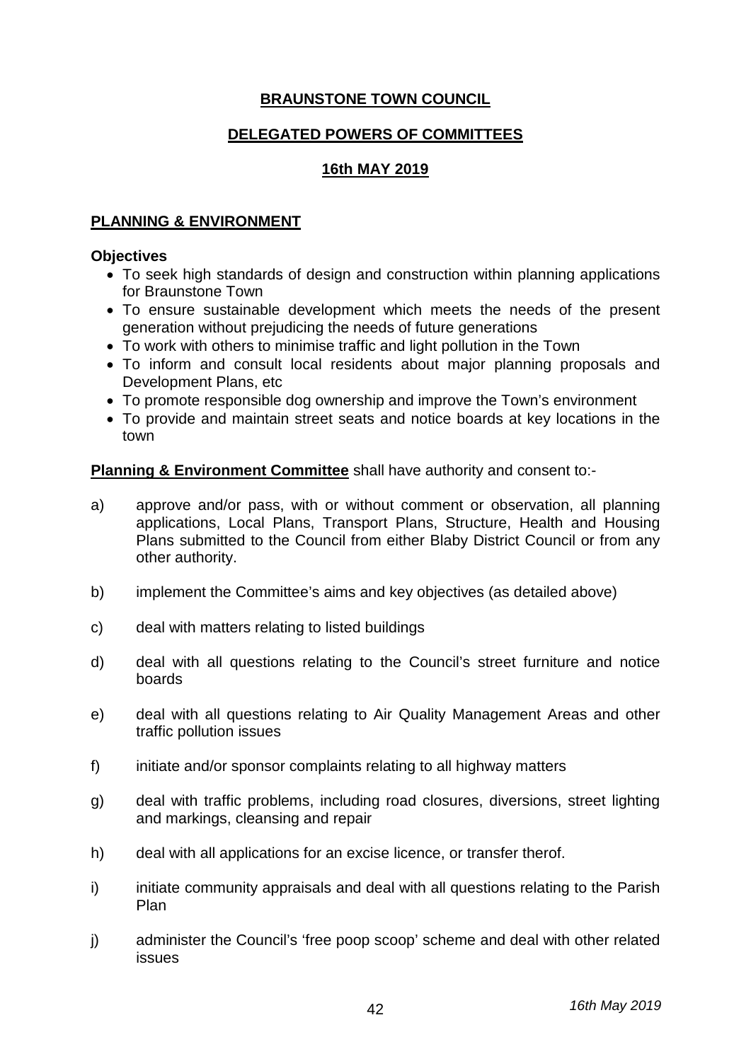# BRAUNSTONE TOWN COUNCIL

## DELEGATED POWERS OF COMMITTEES

## 16th MAY 2019

### PLANNING & ENVIRONMENT

**Objectives**

- To seek high standards of design and construction within planning applications for Braunstone Town
- To ensure sustainable development which meets the needs of the present generation without prejudicing the needs of future generations
- To work with others to minimise traffic and light pollution in the Town
- To inform and consult local residents about major planning proposals and Development Plans, etc
- To promote responsible dog ownership and improve the Town's environment
- To provide and maintain street seats and notice boards at key locations in the town

**Planning & Environment Committee** shall have authority and consent to:-

a) approve and/or pass, with or without comment or observation, all planning applications, Local Plans, Transport Plans, Structure, Health and Housing Plans submitted to the Council from either Blaby District Council or from any other authority.

b) implement the Committee's aims and key objectives (as detailed above)

c) deal with matters relating to listed buildings

d) deal with all questions relating to the Council's street furniture and notice boards

e) deal with all questions relating to Air Quality Management Areas and other traffic pollution issues

f) initiate and/or sponsor complaints relating to all highway matters

g) deal with traffic problems, including road closures, diversions, street lighting and markings, cleansing and repair

h) deal with all applications for an excise licence, or transfer therof.

i) initiate community appraisals and deal with all questions relating to the Parish Plan

j) administer the Council's 'free poop scoop' scheme and deal with other related issues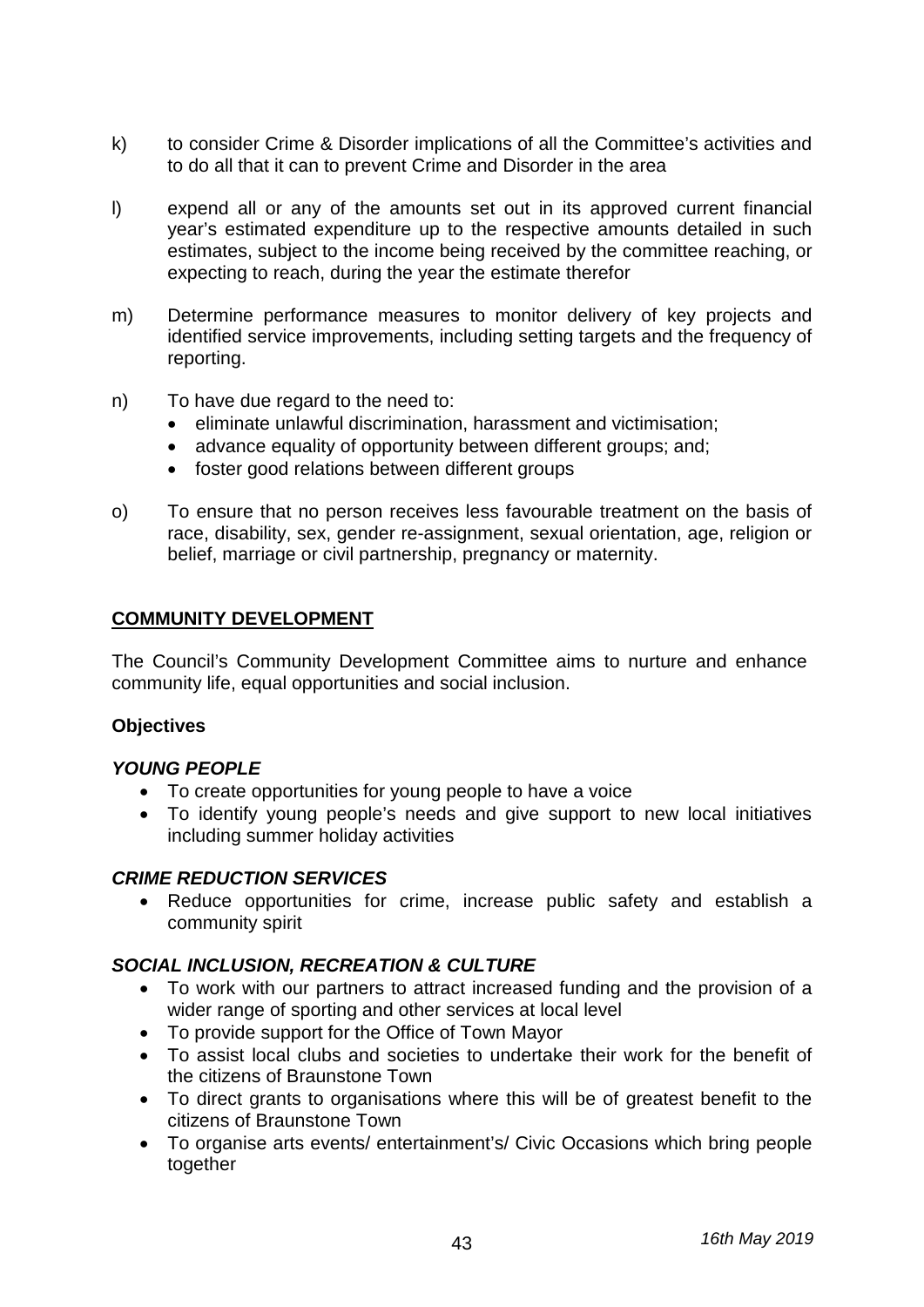k) to consider Crime & Disorder implications of all the Committee's activities and to do all that it can to prevent Crime and Disorder in the area

l) expend all or any of the amounts set out in its approved current financial year's estimated expenditure up to the respective amounts detailed in such estimates, subject to the income being received by the committee reaching, or expecting to reach, during the year the estimate therefor

m) Determine performance measures to monitor delivery of key projects and identified service improvements, including setting targets and the frequency of reporting.

n) To have due regard to the need to:
   - eliminate unlawful discrimination, harassment and victimisation;
   - advance equality of opportunity between different groups; and;
   - foster good relations between different groups

o) To ensure that no person receives less favourable treatment on the basis of race, disability, sex, gender re-assignment, sexual orientation, age, religion or belief, marriage or civil partnership, pregnancy or maternity.

## COMMUNITY DEVELOPMENT

The Council's Community Development Committee aims to nurture and enhance community life, equal opportunities and social inclusion.

**Objectives**

***YOUNG PEOPLE***

- To create opportunities for young people to have a voice
- To identify young people's needs and give support to new local initiatives including summer holiday activities

***CRIME REDUCTION SERVICES***

- Reduce opportunities for crime, increase public safety and establish a community spirit

***SOCIAL INCLUSION, RECREATION & CULTURE***

- To work with our partners to attract increased funding and the provision of a wider range of sporting and other services at local level
- To provide support for the Office of Town Mayor
- To assist local clubs and societies to undertake their work for the benefit of the citizens of Braunstone Town
- To direct grants to organisations where this will be of greatest benefit to the citizens of Braunstone Town
- To organise arts events/ entertainment's/ Civic Occasions which bring people together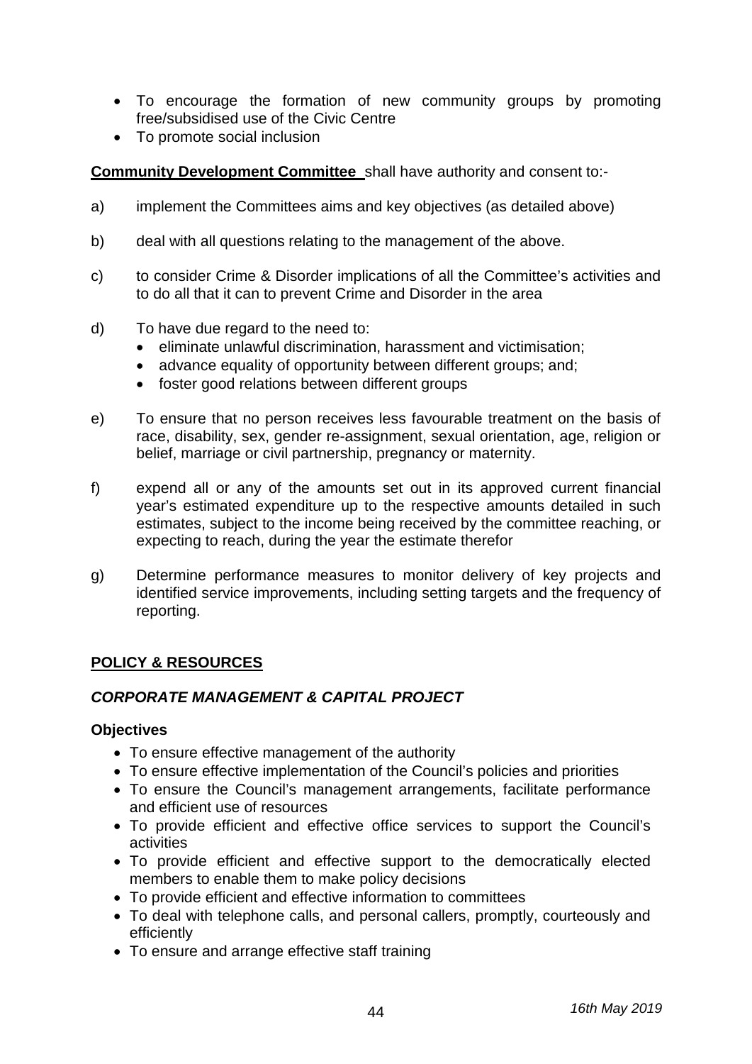- To encourage the formation of new community groups by promoting free/subsidised use of the Civic Centre
- To promote social inclusion

**Community Development Committee** shall have authority and consent to:-

a) implement the Committees aims and key objectives (as detailed above)

b) deal with all questions relating to the management of the above.

c) to consider Crime & Disorder implications of all the Committee's activities and to do all that it can to prevent Crime and Disorder in the area

d) To have due regard to the need to:
   - eliminate unlawful discrimination, harassment and victimisation;
   - advance equality of opportunity between different groups; and;
   - foster good relations between different groups

e) To ensure that no person receives less favourable treatment on the basis of race, disability, sex, gender re-assignment, sexual orientation, age, religion or belief, marriage or civil partnership, pregnancy or maternity.

f) expend all or any of the amounts set out in its approved current financial year's estimated expenditure up to the respective amounts detailed in such estimates, subject to the income being received by the committee reaching, or expecting to reach, during the year the estimate therefor

g) Determine performance measures to monitor delivery of key projects and identified service improvements, including setting targets and the frequency of reporting.

## POLICY & RESOURCES

### *CORPORATE MANAGEMENT & CAPITAL PROJECT*

**Objectives**

- To ensure effective management of the authority
- To ensure effective implementation of the Council's policies and priorities
- To ensure the Council's management arrangements, facilitate performance and efficient use of resources
- To provide efficient and effective office services to support the Council's activities
- To provide efficient and effective support to the democratically elected members to enable them to make policy decisions
- To provide efficient and effective information to committees
- To deal with telephone calls, and personal callers, promptly, courteously and efficiently
- To ensure and arrange effective staff training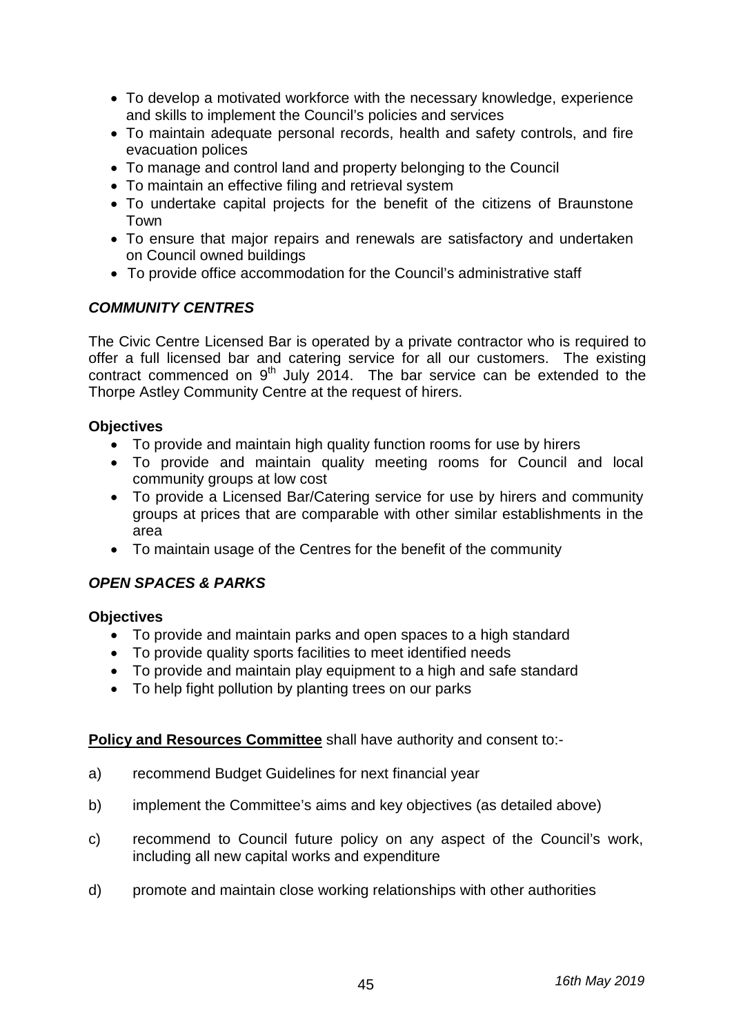- To develop a motivated workforce with the necessary knowledge, experience and skills to implement the Council's policies and services
- To maintain adequate personal records, health and safety controls, and fire evacuation polices
- To manage and control land and property belonging to the Council
- To maintain an effective filing and retrieval system
- To undertake capital projects for the benefit of the citizens of Braunstone Town
- To ensure that major repairs and renewals are satisfactory and undertaken on Council owned buildings
- To provide office accommodation for the Council's administrative staff

***COMMUNITY CENTRES***

The Civic Centre Licensed Bar is operated by a private contractor who is required to offer a full licensed bar and catering service for all our customers. The existing contract commenced on 9th July 2014. The bar service can be extended to the Thorpe Astley Community Centre at the request of hirers.

**Objectives**

- To provide and maintain high quality function rooms for use by hirers
- To provide and maintain quality meeting rooms for Council and local community groups at low cost
- To provide a Licensed Bar/Catering service for use by hirers and community groups at prices that are comparable with other similar establishments in the area
- To maintain usage of the Centres for the benefit of the community

***OPEN SPACES & PARKS***

**Objectives**

- To provide and maintain parks and open spaces to a high standard
- To provide quality sports facilities to meet identified needs
- To provide and maintain play equipment to a high and safe standard
- To help fight pollution by planting trees on our parks

**Policy and Resources Committee** shall have authority and consent to:-

a) recommend Budget Guidelines for next financial year

b) implement the Committee's aims and key objectives (as detailed above)

c) recommend to Council future policy on any aspect of the Council's work, including all new capital works and expenditure

d) promote and maintain close working relationships with other authorities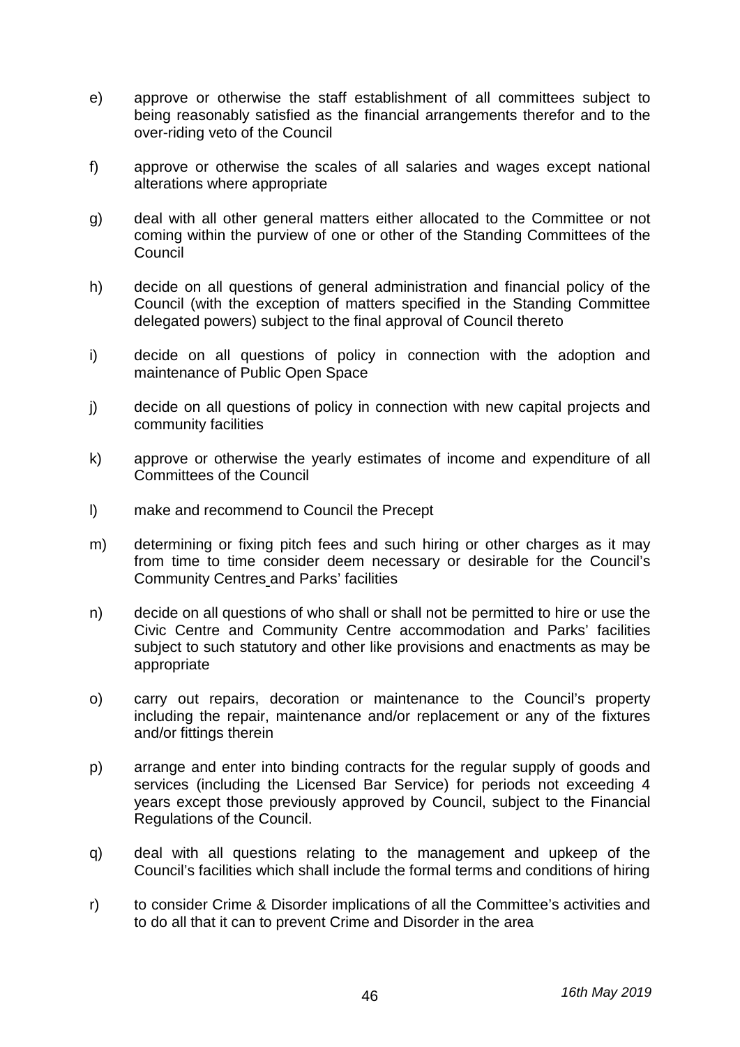e) approve or otherwise the staff establishment of all committees subject to being reasonably satisfied as the financial arrangements therefor and to the over-riding veto of the Council

f) approve or otherwise the scales of all salaries and wages except national alterations where appropriate

g) deal with all other general matters either allocated to the Committee or not coming within the purview of one or other of the Standing Committees of the Council

h) decide on all questions of general administration and financial policy of the Council (with the exception of matters specified in the Standing Committee delegated powers) subject to the final approval of Council thereto

i) decide on all questions of policy in connection with the adoption and maintenance of Public Open Space

j) decide on all questions of policy in connection with new capital projects and community facilities

k) approve or otherwise the yearly estimates of income and expenditure of all Committees of the Council

l) make and recommend to Council the Precept

m) determining or fixing pitch fees and such hiring or other charges as it may from time to time consider deem necessary or desirable for the Council's Community Centres and Parks' facilities

n) decide on all questions of who shall or shall not be permitted to hire or use the Civic Centre and Community Centre accommodation and Parks' facilities subject to such statutory and other like provisions and enactments as may be appropriate

o) carry out repairs, decoration or maintenance to the Council's property including the repair, maintenance and/or replacement or any of the fixtures and/or fittings therein

p) arrange and enter into binding contracts for the regular supply of goods and services (including the Licensed Bar Service) for periods not exceeding 4 years except those previously approved by Council, subject to the Financial Regulations of the Council.

q) deal with all questions relating to the management and upkeep of the Council's facilities which shall include the formal terms and conditions of hiring

r) to consider Crime & Disorder implications of all the Committee's activities and to do all that it can to prevent Crime and Disorder in the area

*16th May 2019*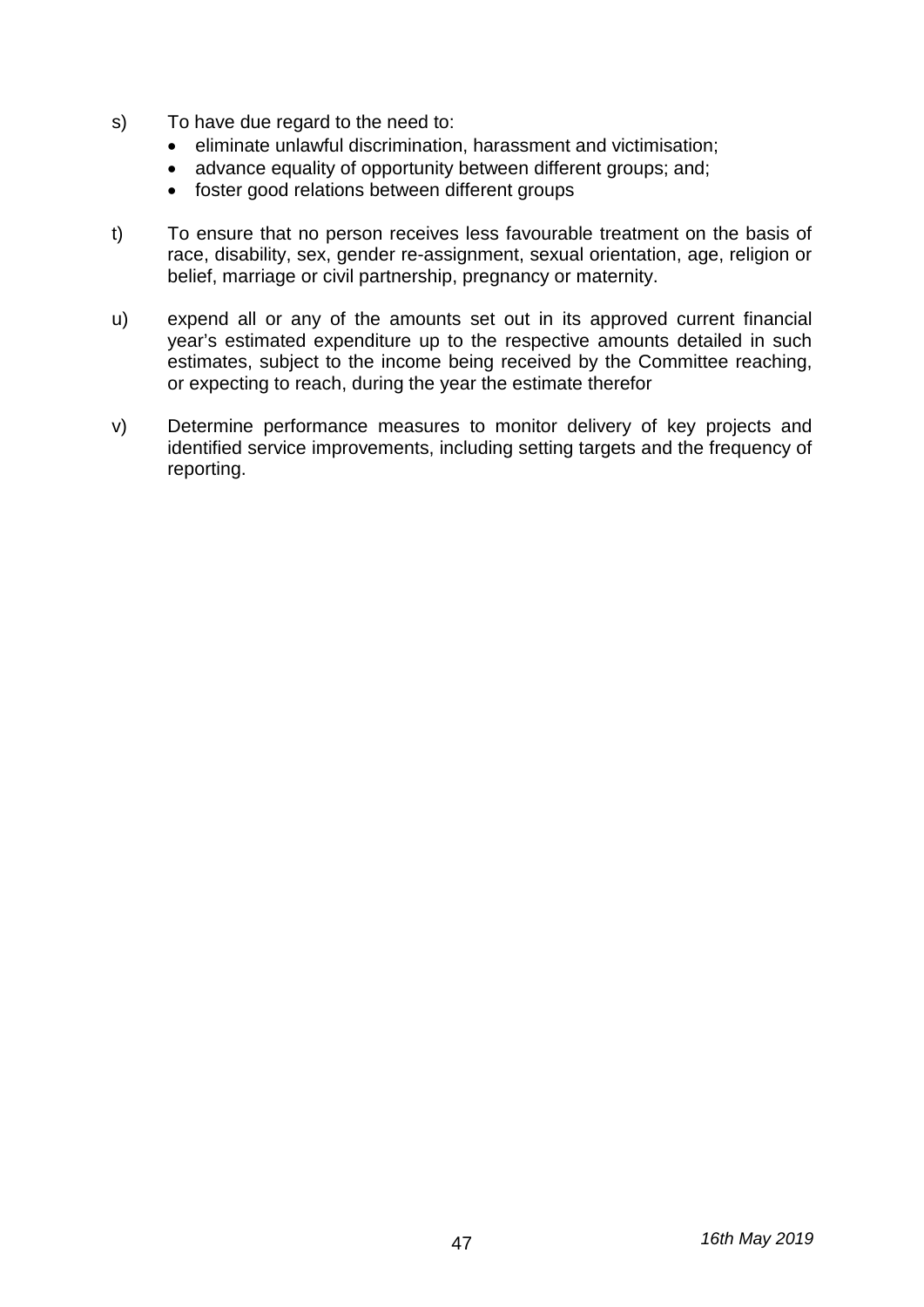s) To have due regard to the need to:
   - eliminate unlawful discrimination, harassment and victimisation;
   - advance equality of opportunity between different groups; and;
   - foster good relations between different groups

t) To ensure that no person receives less favourable treatment on the basis of race, disability, sex, gender re-assignment, sexual orientation, age, religion or belief, marriage or civil partnership, pregnancy or maternity.

u) expend all or any of the amounts set out in its approved current financial year's estimated expenditure up to the respective amounts detailed in such estimates, subject to the income being received by the Committee reaching, or expecting to reach, during the year the estimate therefor

v) Determine performance measures to monitor delivery of key projects and identified service improvements, including setting targets and the frequency of reporting.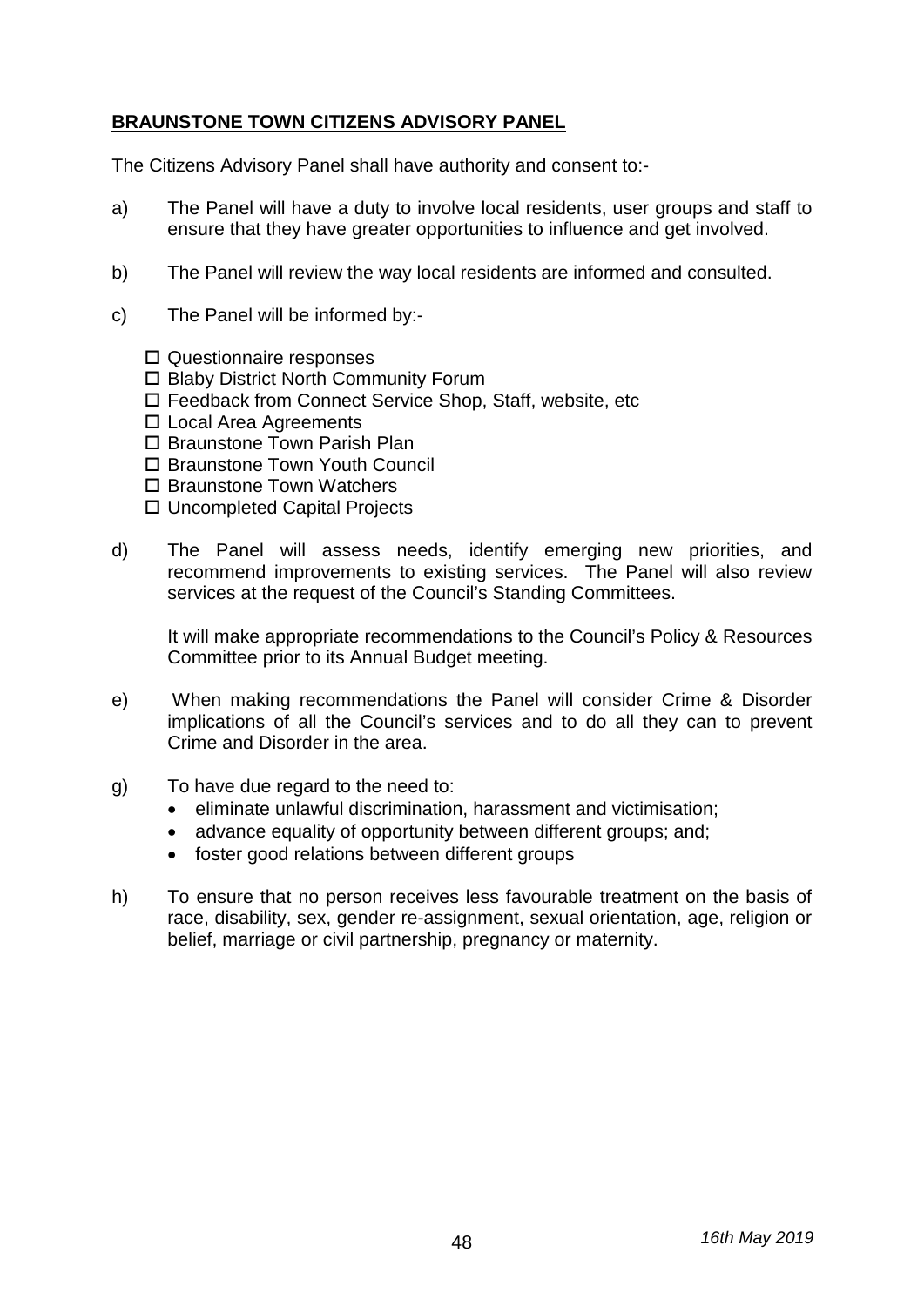**BRAUNSTONE TOWN CITIZENS ADVISORY PANEL**

The Citizens Advisory Panel shall have authority and consent to:-

a) The Panel will have a duty to involve local residents, user groups and staff to ensure that they have greater opportunities to influence and get involved.

b) The Panel will review the way local residents are informed and consulted.

c) The Panel will be informed by:-

- ☐ Questionnaire responses
- ☐ Blaby District North Community Forum
- ☐ Feedback from Connect Service Shop, Staff, website, etc
- ☐ Local Area Agreements
- ☐ Braunstone Town Parish Plan
- ☐ Braunstone Town Youth Council
- ☐ Braunstone Town Watchers
- ☐ Uncompleted Capital Projects

d) The Panel will assess needs, identify emerging new priorities, and recommend improvements to existing services. The Panel will also review services at the request of the Council's Standing Committees.

It will make appropriate recommendations to the Council's Policy & Resources Committee prior to its Annual Budget meeting.

e) When making recommendations the Panel will consider Crime & Disorder implications of all the Council's services and to do all they can to prevent Crime and Disorder in the area.

g) To have due regard to the need to:

- eliminate unlawful discrimination, harassment and victimisation;
- advance equality of opportunity between different groups; and;
- foster good relations between different groups

h) To ensure that no person receives less favourable treatment on the basis of race, disability, sex, gender re-assignment, sexual orientation, age, religion or belief, marriage or civil partnership, pregnancy or maternity.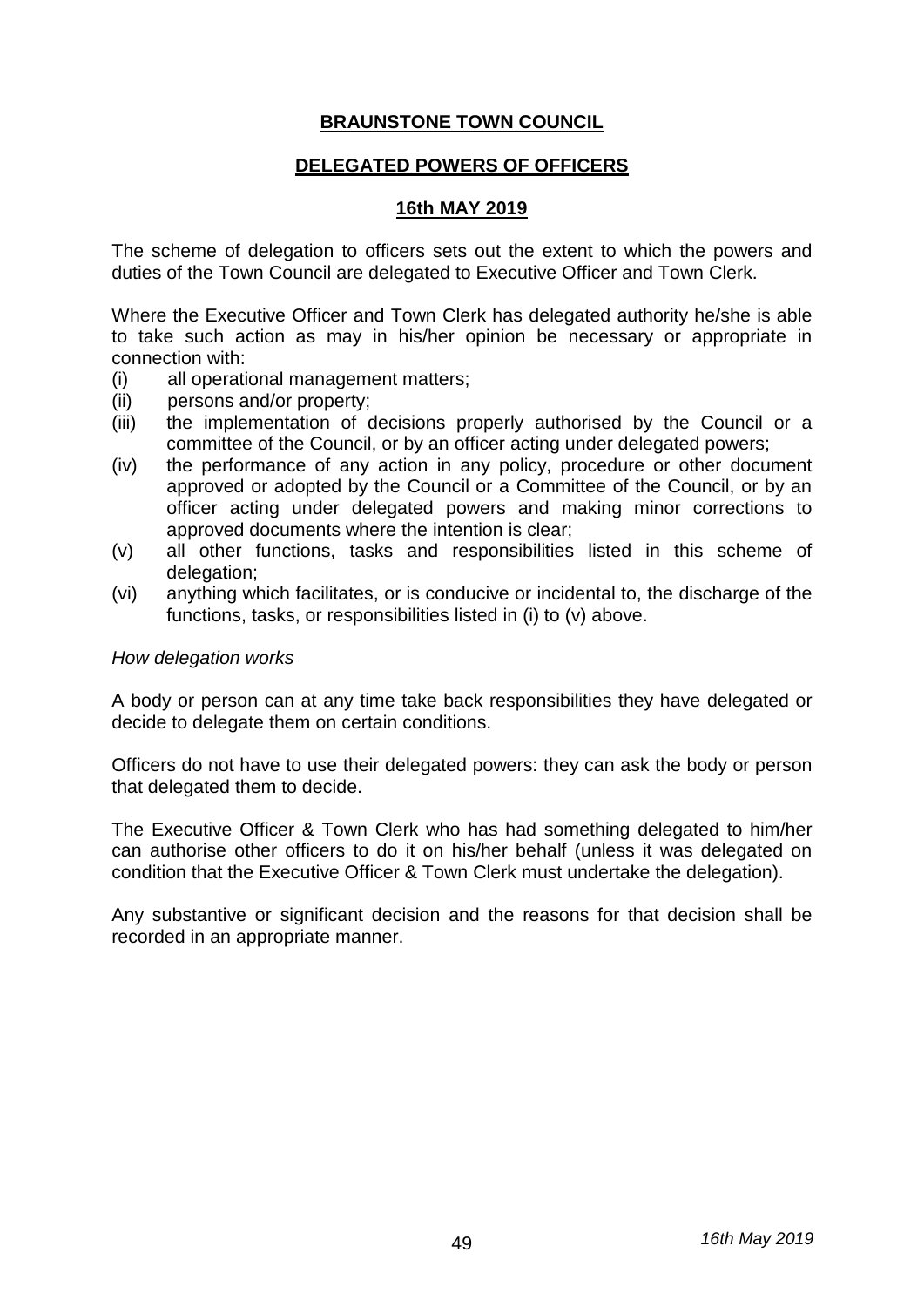# BRAUNSTONE TOWN COUNCIL

## DELEGATED POWERS OF OFFICERS

### 16th MAY 2019

The scheme of delegation to officers sets out the extent to which the powers and duties of the Town Council are delegated to Executive Officer and Town Clerk.

Where the Executive Officer and Town Clerk has delegated authority he/she is able to take such action as may in his/her opinion be necessary or appropriate in connection with:

(i) all operational management matters;
(ii) persons and/or property;
(iii) the implementation of decisions properly authorised by the Council or a committee of the Council, or by an officer acting under delegated powers;
(iv) the performance of any action in any policy, procedure or other document approved or adopted by the Council or a Committee of the Council, or by an officer acting under delegated powers and making minor corrections to approved documents where the intention is clear;
(v) all other functions, tasks and responsibilities listed in this scheme of delegation;
(vi) anything which facilitates, or is conducive or incidental to, the discharge of the functions, tasks, or responsibilities listed in (i) to (v) above.

*How delegation works*

A body or person can at any time take back responsibilities they have delegated or decide to delegate them on certain conditions.

Officers do not have to use their delegated powers: they can ask the body or person that delegated them to decide.

The Executive Officer & Town Clerk who has had something delegated to him/her can authorise other officers to do it on his/her behalf (unless it was delegated on condition that the Executive Officer & Town Clerk must undertake the delegation).

Any substantive or significant decision and the reasons for that decision shall be recorded in an appropriate manner.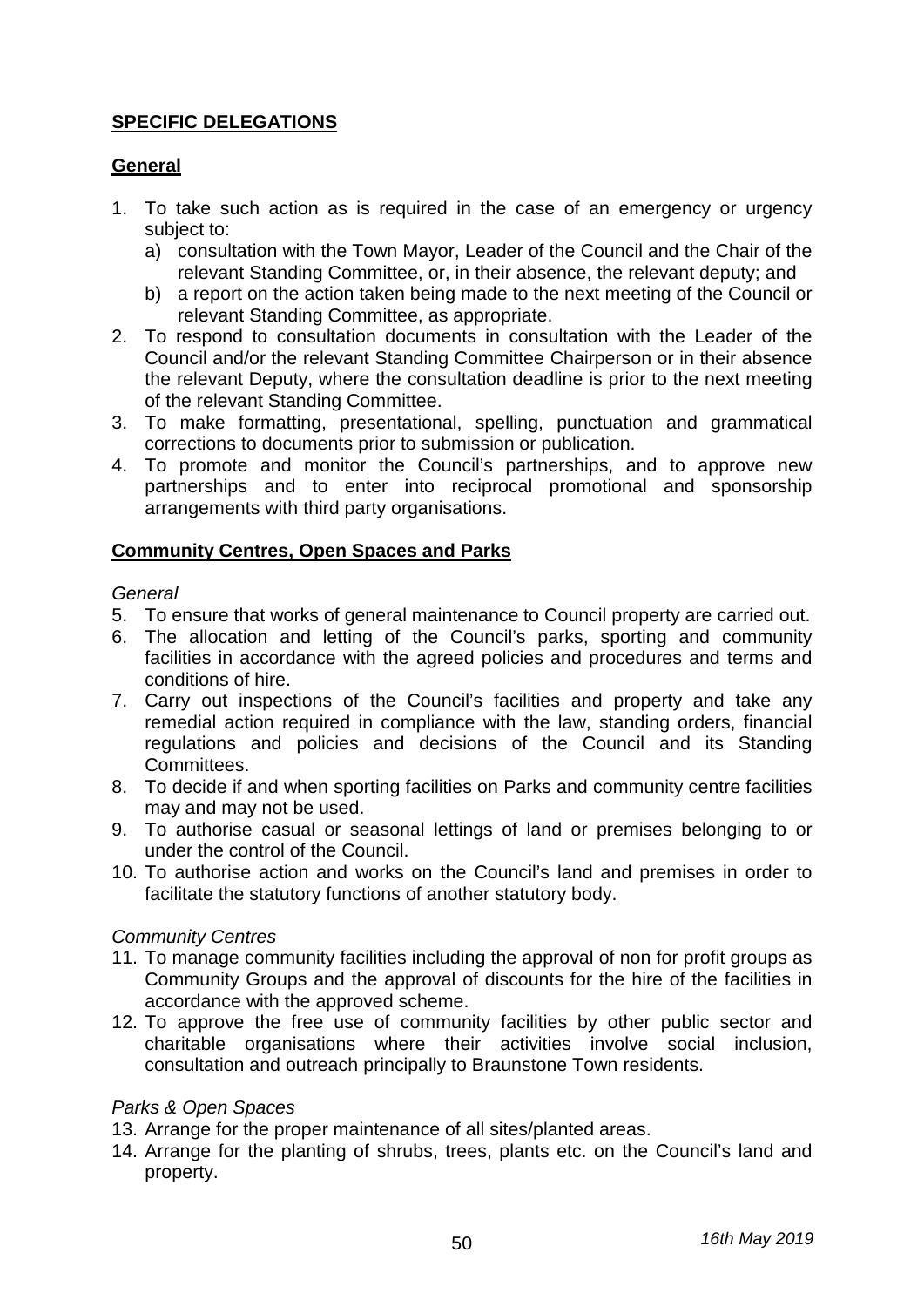## **SPECIFIC DELEGATIONS**

### **General**

1. To take such action as is required in the case of an emergency or urgency subject to:
   a) consultation with the Town Mayor, Leader of the Council and the Chair of the relevant Standing Committee, or, in their absence, the relevant deputy; and
   b) a report on the action taken being made to the next meeting of the Council or relevant Standing Committee, as appropriate.
2. To respond to consultation documents in consultation with the Leader of the Council and/or the relevant Standing Committee Chairperson or in their absence the relevant Deputy, where the consultation deadline is prior to the next meeting of the relevant Standing Committee.
3. To make formatting, presentational, spelling, punctuation and grammatical corrections to documents prior to submission or publication.
4. To promote and monitor the Council's partnerships, and to approve new partnerships and to enter into reciprocal promotional and sponsorship arrangements with third party organisations.

### **Community Centres, Open Spaces and Parks**

*General*

5. To ensure that works of general maintenance to Council property are carried out.
6. The allocation and letting of the Council's parks, sporting and community facilities in accordance with the agreed policies and procedures and terms and conditions of hire.
7. Carry out inspections of the Council's facilities and property and take any remedial action required in compliance with the law, standing orders, financial regulations and policies and decisions of the Council and its Standing Committees.
8. To decide if and when sporting facilities on Parks and community centre facilities may and may not be used.
9. To authorise casual or seasonal lettings of land or premises belonging to or under the control of the Council.
10. To authorise action and works on the Council's land and premises in order to facilitate the statutory functions of another statutory body.

*Community Centres*

11. To manage community facilities including the approval of non for profit groups as Community Groups and the approval of discounts for the hire of the facilities in accordance with the approved scheme.
12. To approve the free use of community facilities by other public sector and charitable organisations where their activities involve social inclusion, consultation and outreach principally to Braunstone Town residents.

*Parks & Open Spaces*

13. Arrange for the proper maintenance of all sites/planted areas.
14. Arrange for the planting of shrubs, trees, plants etc. on the Council's land and property.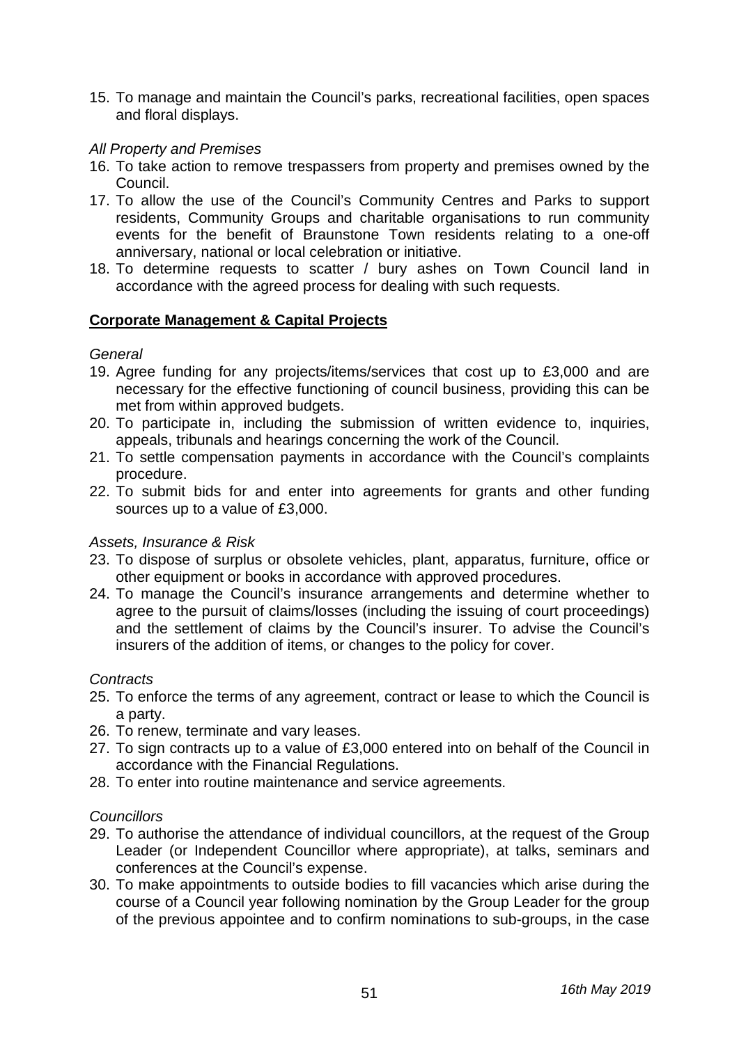15. To manage and maintain the Council's parks, recreational facilities, open spaces and floral displays.

*All Property and Premises*

16. To take action to remove trespassers from property and premises owned by the Council.
17. To allow the use of the Council's Community Centres and Parks to support residents, Community Groups and charitable organisations to run community events for the benefit of Braunstone Town residents relating to a one-off anniversary, national or local celebration or initiative.
18. To determine requests to scatter / bury ashes on Town Council land in accordance with the agreed process for dealing with such requests.

**Corporate Management & Capital Projects**

*General*

19. Agree funding for any projects/items/services that cost up to £3,000 and are necessary for the effective functioning of council business, providing this can be met from within approved budgets.
20. To participate in, including the submission of written evidence to, inquiries, appeals, tribunals and hearings concerning the work of the Council.
21. To settle compensation payments in accordance with the Council's complaints procedure.
22. To submit bids for and enter into agreements for grants and other funding sources up to a value of £3,000.

*Assets, Insurance & Risk*

23. To dispose of surplus or obsolete vehicles, plant, apparatus, furniture, office or other equipment or books in accordance with approved procedures.
24. To manage the Council's insurance arrangements and determine whether to agree to the pursuit of claims/losses (including the issuing of court proceedings) and the settlement of claims by the Council's insurer. To advise the Council's insurers of the addition of items, or changes to the policy for cover.

*Contracts*

25. To enforce the terms of any agreement, contract or lease to which the Council is a party.
26. To renew, terminate and vary leases.
27. To sign contracts up to a value of £3,000 entered into on behalf of the Council in accordance with the Financial Regulations.
28. To enter into routine maintenance and service agreements.

*Councillors*

29. To authorise the attendance of individual councillors, at the request of the Group Leader (or Independent Councillor where appropriate), at talks, seminars and conferences at the Council's expense.
30. To make appointments to outside bodies to fill vacancies which arise during the course of a Council year following nomination by the Group Leader for the group of the previous appointee and to confirm nominations to sub-groups, in the case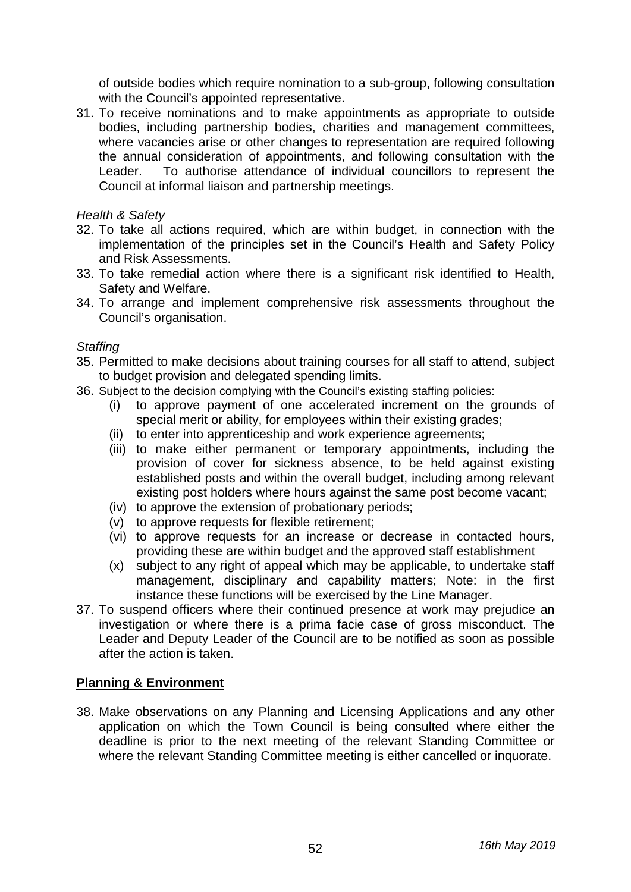of outside bodies which require nomination to a sub-group, following consultation with the Council's appointed representative.

31. To receive nominations and to make appointments as appropriate to outside bodies, including partnership bodies, charities and management committees, where vacancies arise or other changes to representation are required following the annual consideration of appointments, and following consultation with the Leader. To authorise attendance of individual councillors to represent the Council at informal liaison and partnership meetings.

*Health & Safety*

32. To take all actions required, which are within budget, in connection with the implementation of the principles set in the Council's Health and Safety Policy and Risk Assessments.
33. To take remedial action where there is a significant risk identified to Health, Safety and Welfare.
34. To arrange and implement comprehensive risk assessments throughout the Council's organisation.

*Staffing*

35. Permitted to make decisions about training courses for all staff to attend, subject to budget provision and delegated spending limits.
36. Subject to the decision complying with the Council's existing staffing policies:
    - (i) to approve payment of one accelerated increment on the grounds of special merit or ability, for employees within their existing grades;
    - (ii) to enter into apprenticeship and work experience agreements;
    - (iii) to make either permanent or temporary appointments, including the provision of cover for sickness absence, to be held against existing established posts and within the overall budget, including among relevant existing post holders where hours against the same post become vacant;
    - (iv) to approve the extension of probationary periods;
    - (v) to approve requests for flexible retirement;
    - (vi) to approve requests for an increase or decrease in contacted hours, providing these are within budget and the approved staff establishment
    - (x) subject to any right of appeal which may be applicable, to undertake staff management, disciplinary and capability matters; Note: in the first instance these functions will be exercised by the Line Manager.
37. To suspend officers where their continued presence at work may prejudice an investigation or where there is a prima facie case of gross misconduct. The Leader and Deputy Leader of the Council are to be notified as soon as possible after the action is taken.

**Planning & Environment**

38. Make observations on any Planning and Licensing Applications and any other application on which the Town Council is being consulted where either the deadline is prior to the next meeting of the relevant Standing Committee or where the relevant Standing Committee meeting is either cancelled or inquorate.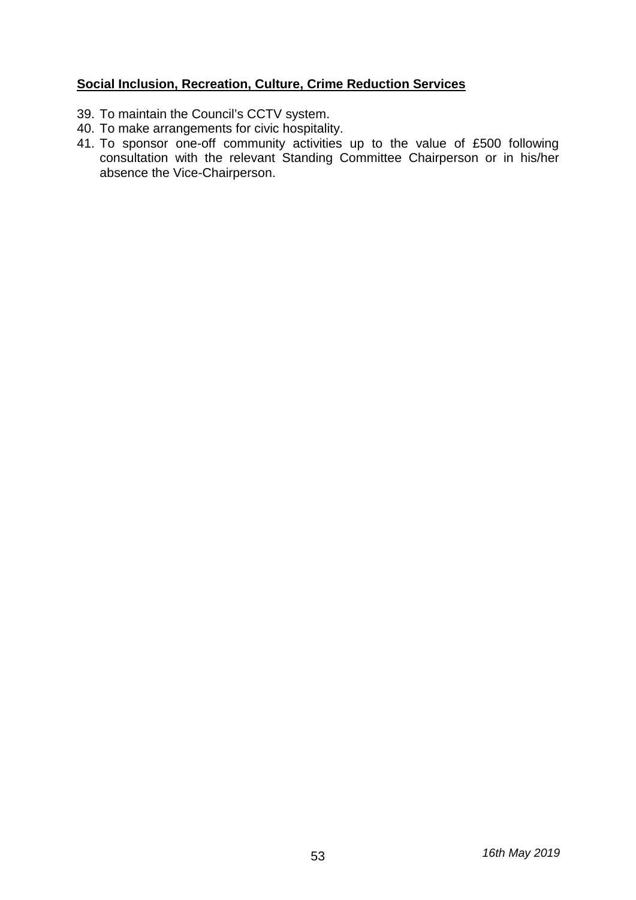**Social Inclusion, Recreation, Culture, Crime Reduction Services**

39. To maintain the Council's CCTV system.
40. To make arrangements for civic hospitality.
41. To sponsor one-off community activities up to the value of £500 following consultation with the relevant Standing Committee Chairperson or in his/her absence the Vice-Chairperson.